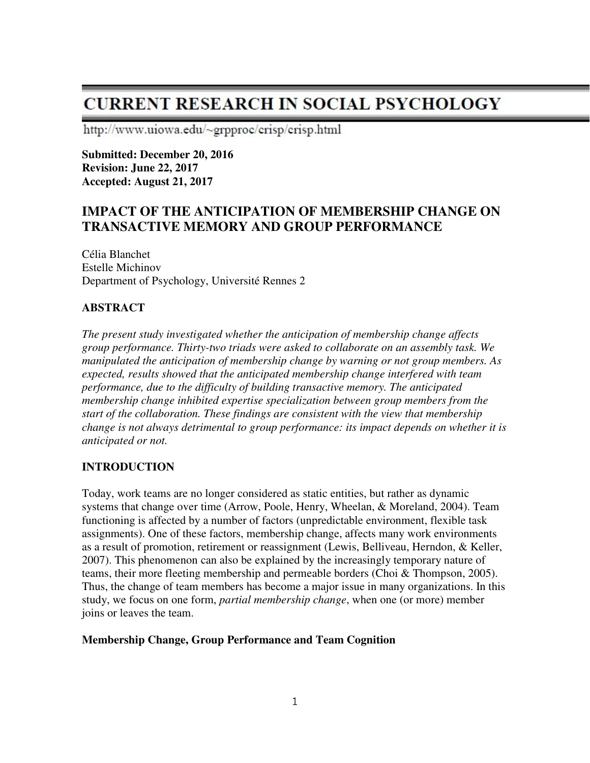# CURRENT RESEARCH IN SOCIAL PSYCHOLOGY

http://www.uiowa.edu/~grpproc/crisp/crisp.html

**Submitted: December 20, 2016**
**Revision: June 22, 2017**
**Accepted: August 21, 2017**

## IMPACT OF THE ANTICIPATION OF MEMBERSHIP CHANGE ON TRANSACTIVE MEMORY AND GROUP PERFORMANCE

Célia Blanchet
Estelle Michinov
Department of Psychology, Université Rennes 2

### ABSTRACT

*The present study investigated whether the anticipation of membership change affects group performance. Thirty-two triads were asked to collaborate on an assembly task. We manipulated the anticipation of membership change by warning or not group members. As expected, results showed that the anticipated membership change interfered with team performance, due to the difficulty of building transactive memory. The anticipated membership change inhibited expertise specialization between group members from the start of the collaboration. These findings are consistent with the view that membership change is not always detrimental to group performance: its impact depends on whether it is anticipated or not.*

### INTRODUCTION

Today, work teams are no longer considered as static entities, but rather as dynamic systems that change over time (Arrow, Poole, Henry, Wheelan, & Moreland, 2004). Team functioning is affected by a number of factors (unpredictable environment, flexible task assignments). One of these factors, membership change, affects many work environments as a result of promotion, retirement or reassignment (Lewis, Belliveau, Herndon, & Keller, 2007). This phenomenon can also be explained by the increasingly temporary nature of teams, their more fleeting membership and permeable borders (Choi & Thompson, 2005). Thus, the change of team members has become a major issue in many organizations. In this study, we focus on one form, *partial membership change*, when one (or more) member joins or leaves the team.

#### Membership Change, Group Performance and Team Cognition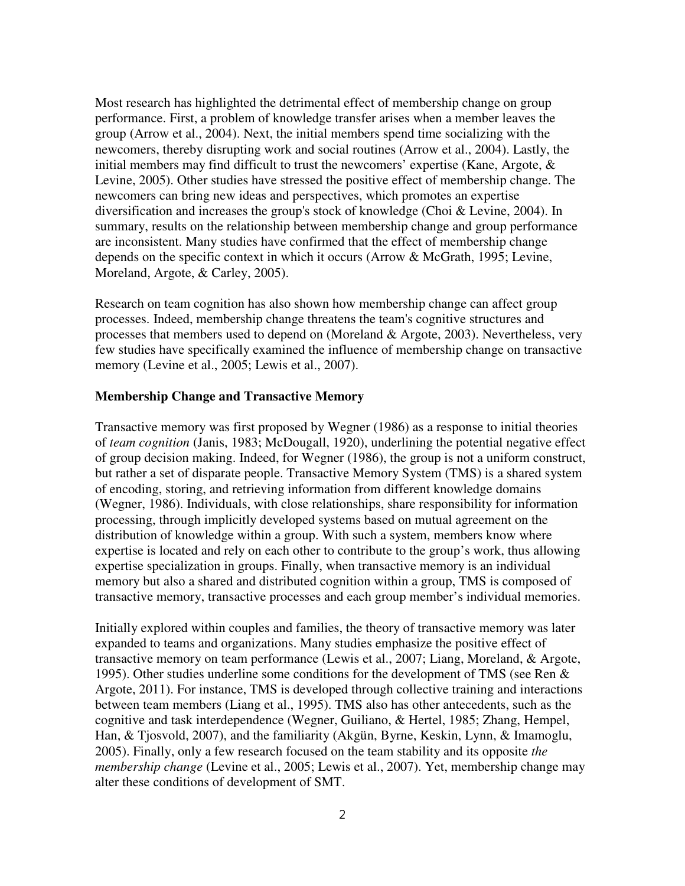Most research has highlighted the detrimental effect of membership change on group performance. First, a problem of knowledge transfer arises when a member leaves the group (Arrow et al., 2004). Next, the initial members spend time socializing with the newcomers, thereby disrupting work and social routines (Arrow et al., 2004). Lastly, the initial members may find difficult to trust the newcomers' expertise (Kane, Argote, & Levine, 2005). Other studies have stressed the positive effect of membership change. The newcomers can bring new ideas and perspectives, which promotes an expertise diversification and increases the group's stock of knowledge (Choi & Levine, 2004). In summary, results on the relationship between membership change and group performance are inconsistent. Many studies have confirmed that the effect of membership change depends on the specific context in which it occurs (Arrow & McGrath, 1995; Levine, Moreland, Argote, & Carley, 2005).

Research on team cognition has also shown how membership change can affect group processes. Indeed, membership change threatens the team's cognitive structures and processes that members used to depend on (Moreland & Argote, 2003). Nevertheless, very few studies have specifically examined the influence of membership change on transactive memory (Levine et al., 2005; Lewis et al., 2007).

**Membership Change and Transactive Memory**

Transactive memory was first proposed by Wegner (1986) as a response to initial theories of *team cognition* (Janis, 1983; McDougall, 1920), underlining the potential negative effect of group decision making. Indeed, for Wegner (1986), the group is not a uniform construct, but rather a set of disparate people. Transactive Memory System (TMS) is a shared system of encoding, storing, and retrieving information from different knowledge domains (Wegner, 1986). Individuals, with close relationships, share responsibility for information processing, through implicitly developed systems based on mutual agreement on the distribution of knowledge within a group. With such a system, members know where expertise is located and rely on each other to contribute to the group's work, thus allowing expertise specialization in groups. Finally, when transactive memory is an individual memory but also a shared and distributed cognition within a group, TMS is composed of transactive memory, transactive processes and each group member's individual memories.

Initially explored within couples and families, the theory of transactive memory was later expanded to teams and organizations. Many studies emphasize the positive effect of transactive memory on team performance (Lewis et al., 2007; Liang, Moreland, & Argote, 1995). Other studies underline some conditions for the development of TMS (see Ren & Argote, 2011). For instance, TMS is developed through collective training and interactions between team members (Liang et al., 1995). TMS also has other antecedents, such as the cognitive and task interdependence (Wegner, Guiliano, & Hertel, 1985; Zhang, Hempel, Han, & Tjosvold, 2007), and the familiarity (Akgün, Byrne, Keskin, Lynn, & Imamoglu, 2005). Finally, only a few research focused on the team stability and its opposite *the membership change* (Levine et al., 2005; Lewis et al., 2007). Yet, membership change may alter these conditions of development of SMT.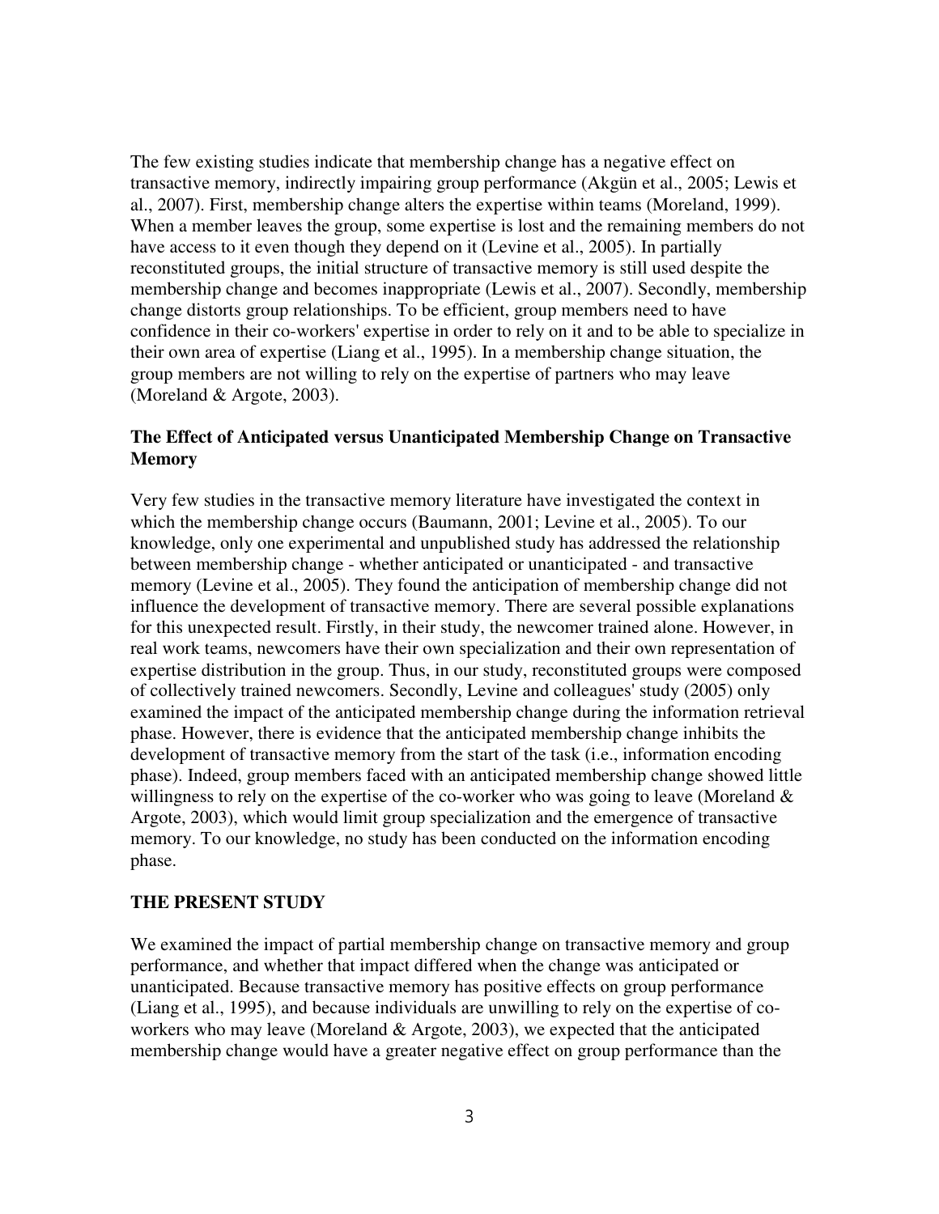The few existing studies indicate that membership change has a negative effect on transactive memory, indirectly impairing group performance (Akgün et al., 2005; Lewis et al., 2007). First, membership change alters the expertise within teams (Moreland, 1999). When a member leaves the group, some expertise is lost and the remaining members do not have access to it even though they depend on it (Levine et al., 2005). In partially reconstituted groups, the initial structure of transactive memory is still used despite the membership change and becomes inappropriate (Lewis et al., 2007). Secondly, membership change distorts group relationships. To be efficient, group members need to have confidence in their co-workers' expertise in order to rely on it and to be able to specialize in their own area of expertise (Liang et al., 1995). In a membership change situation, the group members are not willing to rely on the expertise of partners who may leave (Moreland & Argote, 2003).

## The Effect of Anticipated versus Unanticipated Membership Change on Transactive Memory

Very few studies in the transactive memory literature have investigated the context in which the membership change occurs (Baumann, 2001; Levine et al., 2005). To our knowledge, only one experimental and unpublished study has addressed the relationship between membership change - whether anticipated or unanticipated - and transactive memory (Levine et al., 2005). They found the anticipation of membership change did not influence the development of transactive memory. There are several possible explanations for this unexpected result. Firstly, in their study, the newcomer trained alone. However, in real work teams, newcomers have their own specialization and their own representation of expertise distribution in the group. Thus, in our study, reconstituted groups were composed of collectively trained newcomers. Secondly, Levine and colleagues' study (2005) only examined the impact of the anticipated membership change during the information retrieval phase. However, there is evidence that the anticipated membership change inhibits the development of transactive memory from the start of the task (i.e., information encoding phase). Indeed, group members faced with an anticipated membership change showed little willingness to rely on the expertise of the co-worker who was going to leave (Moreland & Argote, 2003), which would limit group specialization and the emergence of transactive memory. To our knowledge, no study has been conducted on the information encoding phase.

## THE PRESENT STUDY

We examined the impact of partial membership change on transactive memory and group performance, and whether that impact differed when the change was anticipated or unanticipated. Because transactive memory has positive effects on group performance (Liang et al., 1995), and because individuals are unwilling to rely on the expertise of co-workers who may leave (Moreland & Argote, 2003), we expected that the anticipated membership change would have a greater negative effect on group performance than the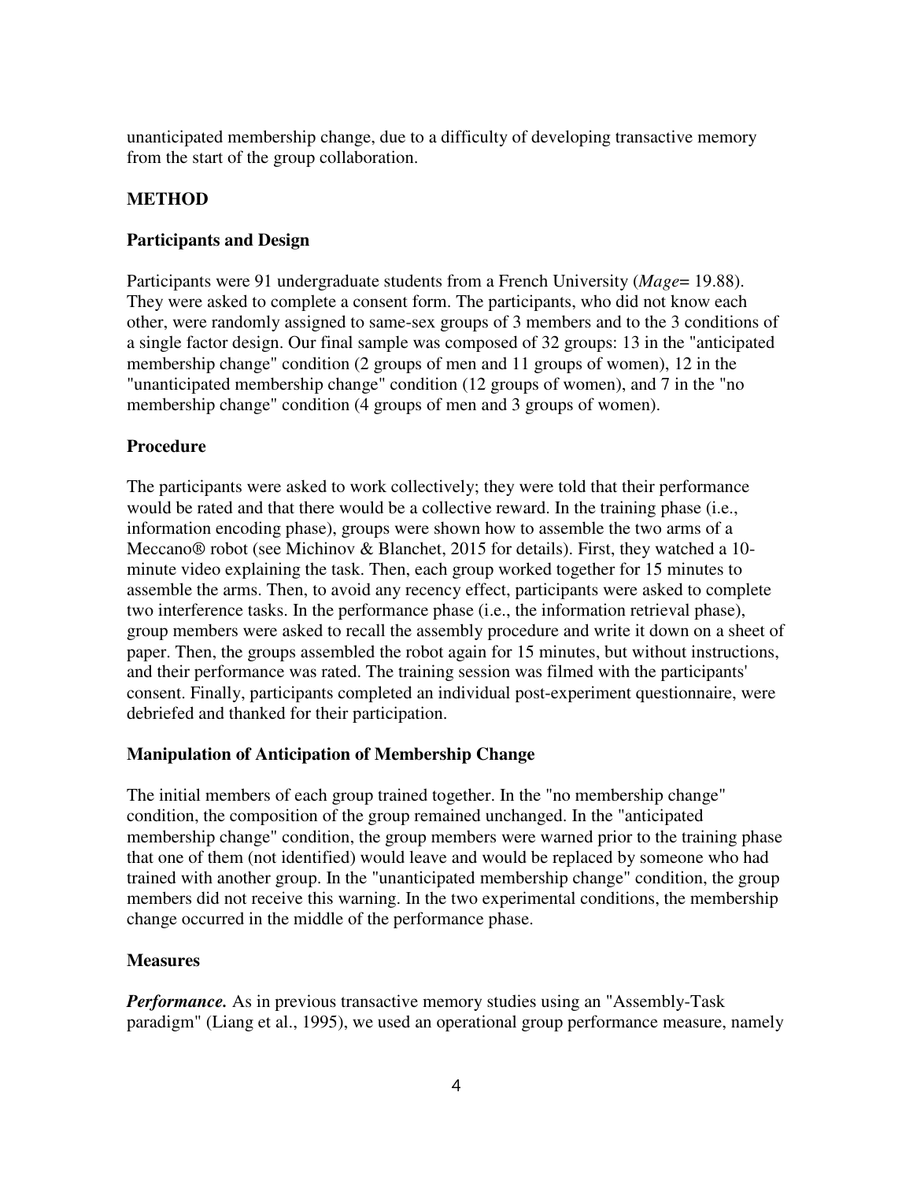unanticipated membership change, due to a difficulty of developing transactive memory from the start of the group collaboration.

## METHOD

### Participants and Design

Participants were 91 undergraduate students from a French University (*Mage*= 19.88). They were asked to complete a consent form. The participants, who did not know each other, were randomly assigned to same-sex groups of 3 members and to the 3 conditions of a single factor design. Our final sample was composed of 32 groups: 13 in the "anticipated membership change" condition (2 groups of men and 11 groups of women), 12 in the "unanticipated membership change" condition (12 groups of women), and 7 in the "no membership change" condition (4 groups of men and 3 groups of women).

### Procedure

The participants were asked to work collectively; they were told that their performance would be rated and that there would be a collective reward. In the training phase (i.e., information encoding phase), groups were shown how to assemble the two arms of a Meccano® robot (see Michinov & Blanchet, 2015 for details). First, they watched a 10-minute video explaining the task. Then, each group worked together for 15 minutes to assemble the arms. Then, to avoid any recency effect, participants were asked to complete two interference tasks. In the performance phase (i.e., the information retrieval phase), group members were asked to recall the assembly procedure and write it down on a sheet of paper. Then, the groups assembled the robot again for 15 minutes, but without instructions, and their performance was rated. The training session was filmed with the participants' consent. Finally, participants completed an individual post-experiment questionnaire, were debriefed and thanked for their participation.

### Manipulation of Anticipation of Membership Change

The initial members of each group trained together. In the "no membership change" condition, the composition of the group remained unchanged. In the "anticipated membership change" condition, the group members were warned prior to the training phase that one of them (not identified) would leave and would be replaced by someone who had trained with another group. In the "unanticipated membership change" condition, the group members did not receive this warning. In the two experimental conditions, the membership change occurred in the middle of the performance phase.

### Measures

***Performance.*** As in previous transactive memory studies using an "Assembly-Task paradigm" (Liang et al., 1995), we used an operational group performance measure, namely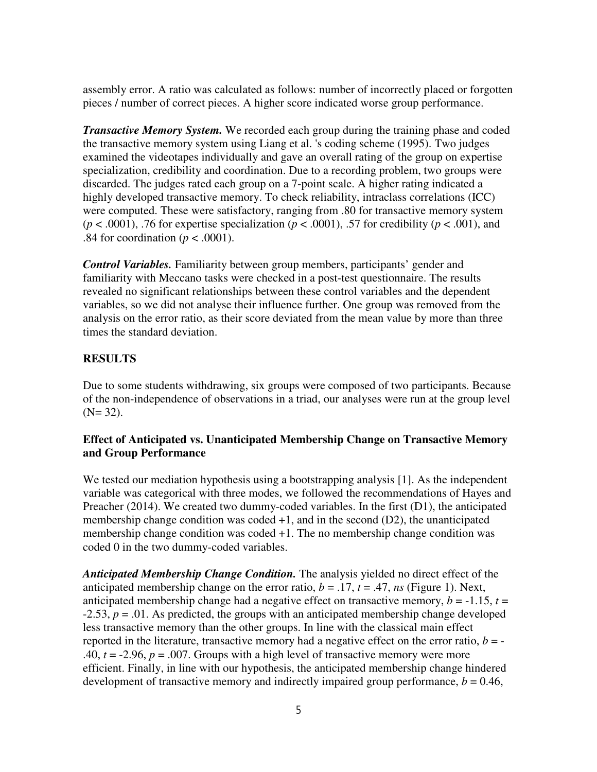assembly error. A ratio was calculated as follows: number of incorrectly placed or forgotten pieces / number of correct pieces. A higher score indicated worse group performance.

***Transactive Memory System.*** We recorded each group during the training phase and coded the transactive memory system using Liang et al. 's coding scheme (1995). Two judges examined the videotapes individually and gave an overall rating of the group on expertise specialization, credibility and coordination. Due to a recording problem, two groups were discarded. The judges rated each group on a 7-point scale. A higher rating indicated a highly developed transactive memory. To check reliability, intraclass correlations (ICC) were computed. These were satisfactory, ranging from .80 for transactive memory system ($p < .0001$), .76 for expertise specialization ($p < .0001$), .57 for credibility ($p < .001$), and .84 for coordination ($p < .0001$).

***Control Variables.*** Familiarity between group members, participants' gender and familiarity with Meccano tasks were checked in a post-test questionnaire. The results revealed no significant relationships between these control variables and the dependent variables, so we did not analyse their influence further. One group was removed from the analysis on the error ratio, as their score deviated from the mean value by more than three times the standard deviation.

## RESULTS

Due to some students withdrawing, six groups were composed of two participants. Because of the non-independence of observations in a triad, our analyses were run at the group level (N= 32).

### Effect of Anticipated vs. Unanticipated Membership Change on Transactive Memory and Group Performance

We tested our mediation hypothesis using a bootstrapping analysis [1]. As the independent variable was categorical with three modes, we followed the recommendations of Hayes and Preacher (2014). We created two dummy-coded variables. In the first (D1), the anticipated membership change condition was coded +1, and in the second (D2), the unanticipated membership change condition was coded +1. The no membership change condition was coded 0 in the two dummy-coded variables.

***Anticipated Membership Change Condition.*** The analysis yielded no direct effect of the anticipated membership change on the error ratio, $b = .17$, $t = .47$, *ns* (Figure 1). Next, anticipated membership change had a negative effect on transactive memory, $b = -1.15$, $t = -2.53$, $p = .01$. As predicted, the groups with an anticipated membership change developed less transactive memory than the other groups. In line with the classical main effect reported in the literature, transactive memory had a negative effect on the error ratio, $b = -.40$, $t = -2.96$, $p = .007$. Groups with a high level of transactive memory were more efficient. Finally, in line with our hypothesis, the anticipated membership change hindered development of transactive memory and indirectly impaired group performance, $b = 0.46$,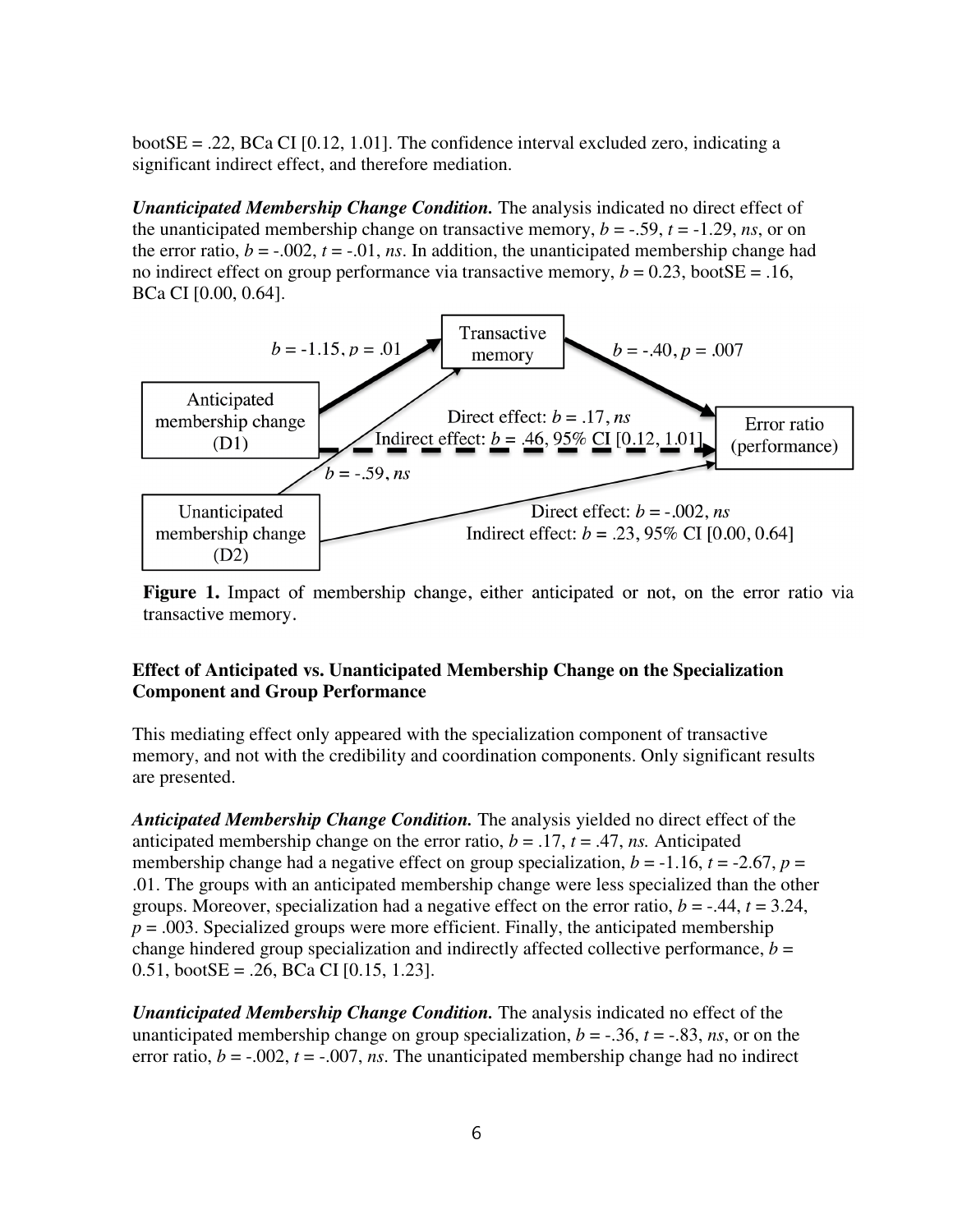bootSE = .22, BCa CI [0.12, 1.01]. The confidence interval excluded zero, indicating a significant indirect effect, and therefore mediation.

***Unanticipated Membership Change Condition.*** The analysis indicated no direct effect of the unanticipated membership change on transactive memory, $b = -.59$, $t = -1.29$, *ns*, or on the error ratio, $b = -.002$, $t = -.01$, *ns*. In addition, the unanticipated membership change had no indirect effect on group performance via transactive memory, $b = 0.23$, bootSE = .16, BCa CI [0.00, 0.64].

**Figure 1.** Impact of membership change, either anticipated or not, on the error ratio via transactive memory.

### Effect of Anticipated vs. Unanticipated Membership Change on the Specialization Component and Group Performance

This mediating effect only appeared with the specialization component of transactive memory, and not with the credibility and coordination components. Only significant results are presented.

***Anticipated Membership Change Condition.*** The analysis yielded no direct effect of the anticipated membership change on the error ratio, $b = .17$, $t = .47$, *ns.* Anticipated membership change had a negative effect on group specialization, $b = -1.16$, $t = -2.67$, $p = .01$. The groups with an anticipated membership change were less specialized than the other groups. Moreover, specialization had a negative effect on the error ratio, $b = -.44$, $t = 3.24$, $p = .003$. Specialized groups were more efficient. Finally, the anticipated membership change hindered group specialization and indirectly affected collective performance, $b = 0.51$, bootSE = .26, BCa CI [0.15, 1.23].

***Unanticipated Membership Change Condition.*** The analysis indicated no effect of the unanticipated membership change on group specialization, $b = -.36$, $t = -.83$, *ns*, or on the error ratio, $b = -.002$, $t = -.007$, *ns*. The unanticipated membership change had no indirect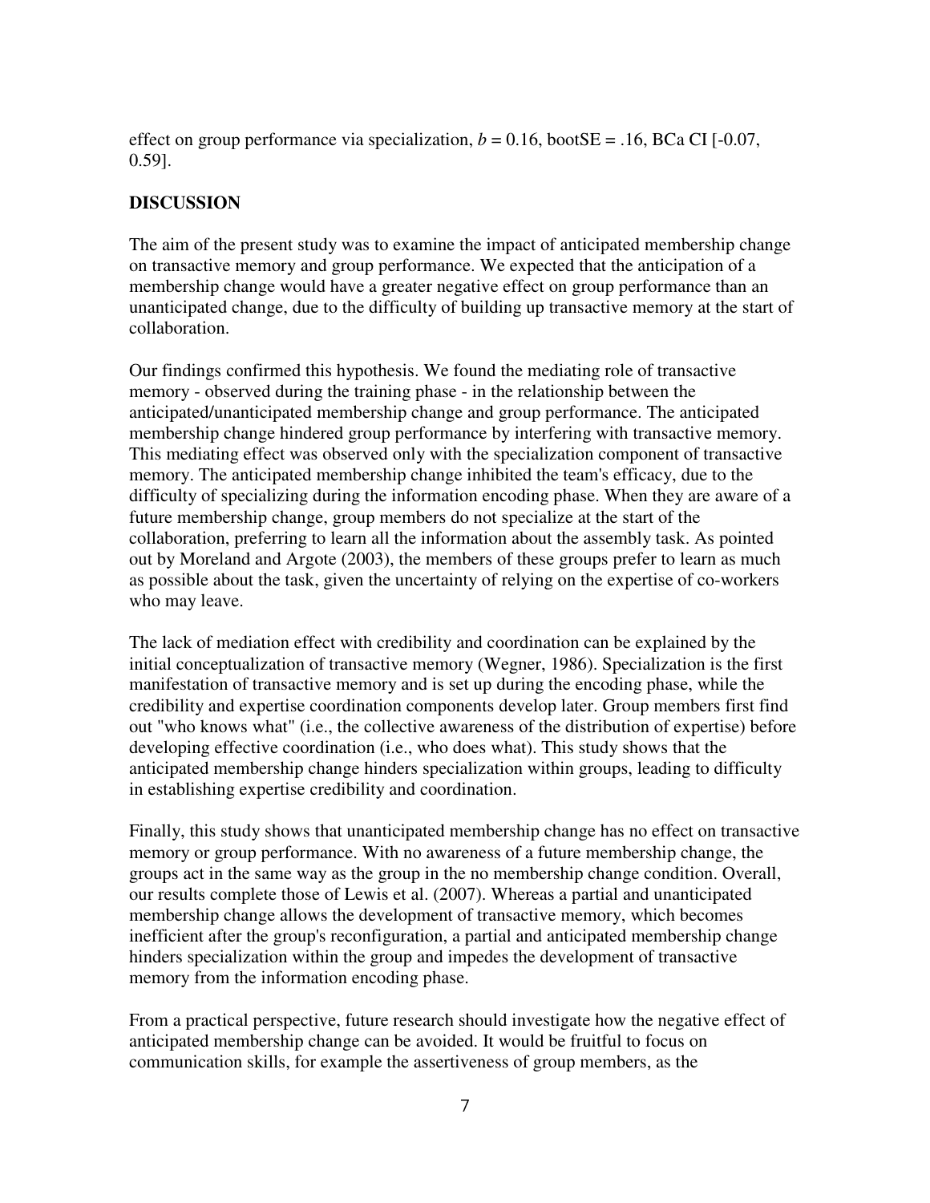effect on group performance via specialization, $b = 0.16$, bootSE = .16, BCa CI [-0.07, 0.59].

## DISCUSSION

The aim of the present study was to examine the impact of anticipated membership change on transactive memory and group performance. We expected that the anticipation of a membership change would have a greater negative effect on group performance than an unanticipated change, due to the difficulty of building up transactive memory at the start of collaboration.

Our findings confirmed this hypothesis. We found the mediating role of transactive memory - observed during the training phase - in the relationship between the anticipated/unanticipated membership change and group performance. The anticipated membership change hindered group performance by interfering with transactive memory. This mediating effect was observed only with the specialization component of transactive memory. The anticipated membership change inhibited the team's efficacy, due to the difficulty of specializing during the information encoding phase. When they are aware of a future membership change, group members do not specialize at the start of the collaboration, preferring to learn all the information about the assembly task. As pointed out by Moreland and Argote (2003), the members of these groups prefer to learn as much as possible about the task, given the uncertainty of relying on the expertise of co-workers who may leave.

The lack of mediation effect with credibility and coordination can be explained by the initial conceptualization of transactive memory (Wegner, 1986). Specialization is the first manifestation of transactive memory and is set up during the encoding phase, while the credibility and expertise coordination components develop later. Group members first find out "who knows what" (i.e., the collective awareness of the distribution of expertise) before developing effective coordination (i.e., who does what). This study shows that the anticipated membership change hinders specialization within groups, leading to difficulty in establishing expertise credibility and coordination.

Finally, this study shows that unanticipated membership change has no effect on transactive memory or group performance. With no awareness of a future membership change, the groups act in the same way as the group in the no membership change condition. Overall, our results complete those of Lewis et al. (2007). Whereas a partial and unanticipated membership change allows the development of transactive memory, which becomes inefficient after the group's reconfiguration, a partial and anticipated membership change hinders specialization within the group and impedes the development of transactive memory from the information encoding phase.

From a practical perspective, future research should investigate how the negative effect of anticipated membership change can be avoided. It would be fruitful to focus on communication skills, for example the assertiveness of group members, as the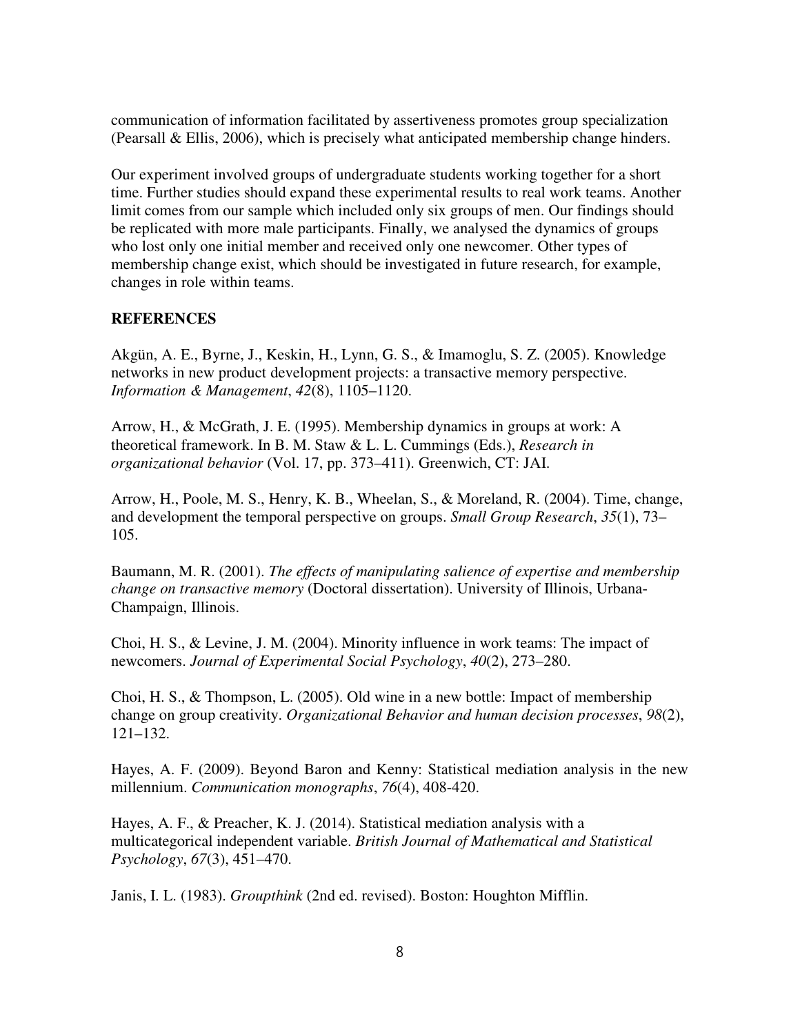communication of information facilitated by assertiveness promotes group specialization (Pearsall & Ellis, 2006), which is precisely what anticipated membership change hinders.

Our experiment involved groups of undergraduate students working together for a short time. Further studies should expand these experimental results to real work teams. Another limit comes from our sample which included only six groups of men. Our findings should be replicated with more male participants. Finally, we analysed the dynamics of groups who lost only one initial member and received only one newcomer. Other types of membership change exist, which should be investigated in future research, for example, changes in role within teams.

## REFERENCES

Akgün, A. E., Byrne, J., Keskin, H., Lynn, G. S., & Imamoglu, S. Z. (2005). Knowledge networks in new product development projects: a transactive memory perspective. *Information & Management*, *42*(8), 1105–1120.

Arrow, H., & McGrath, J. E. (1995). Membership dynamics in groups at work: A theoretical framework. In B. M. Staw & L. L. Cummings (Eds.), *Research in organizational behavior* (Vol. 17, pp. 373–411). Greenwich, CT: JAI.

Arrow, H., Poole, M. S., Henry, K. B., Wheelan, S., & Moreland, R. (2004). Time, change, and development the temporal perspective on groups. *Small Group Research*, *35*(1), 73–105.

Baumann, M. R. (2001). *The effects of manipulating salience of expertise and membership change on transactive memory* (Doctoral dissertation). University of Illinois, Urbana-Champaign, Illinois.

Choi, H. S., & Levine, J. M. (2004). Minority influence in work teams: The impact of newcomers. *Journal of Experimental Social Psychology*, *40*(2), 273–280.

Choi, H. S., & Thompson, L. (2005). Old wine in a new bottle: Impact of membership change on group creativity. *Organizational Behavior and human decision processes*, *98*(2), 121–132.

Hayes, A. F. (2009). Beyond Baron and Kenny: Statistical mediation analysis in the new millennium. *Communication monographs*, *76*(4), 408-420.

Hayes, A. F., & Preacher, K. J. (2014). Statistical mediation analysis with a multicategorical independent variable. *British Journal of Mathematical and Statistical Psychology*, *67*(3), 451–470.

Janis, I. L. (1983). *Groupthink* (2nd ed. revised). Boston: Houghton Mifflin.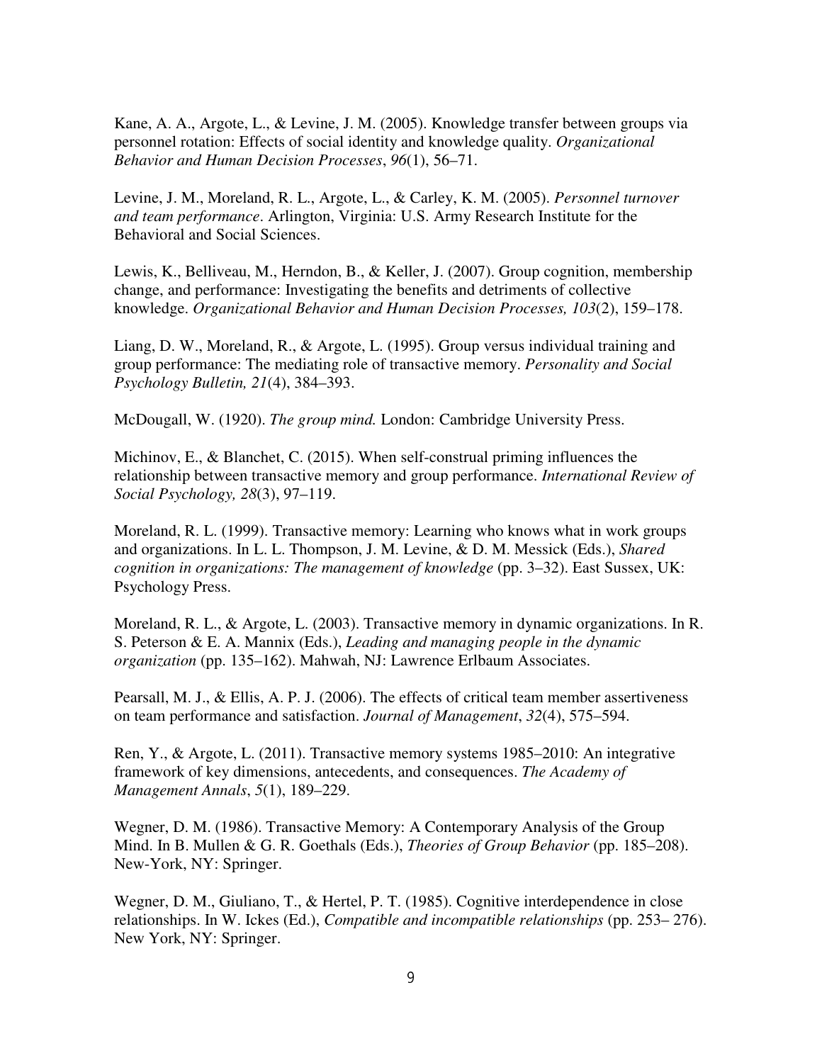Kane, A. A., Argote, L., & Levine, J. M. (2005). Knowledge transfer between groups via personnel rotation: Effects of social identity and knowledge quality. *Organizational Behavior and Human Decision Processes*, *96*(1), 56–71.

Levine, J. M., Moreland, R. L., Argote, L., & Carley, K. M. (2005). *Personnel turnover and team performance*. Arlington, Virginia: U.S. Army Research Institute for the Behavioral and Social Sciences.

Lewis, K., Belliveau, M., Herndon, B., & Keller, J. (2007). Group cognition, membership change, and performance: Investigating the benefits and detriments of collective knowledge. *Organizational Behavior and Human Decision Processes, 103*(2), 159–178.

Liang, D. W., Moreland, R., & Argote, L. (1995). Group versus individual training and group performance: The mediating role of transactive memory. *Personality and Social Psychology Bulletin, 21*(4), 384–393.

McDougall, W. (1920). *The group mind.* London: Cambridge University Press.

Michinov, E., & Blanchet, C. (2015). When self-construal priming influences the relationship between transactive memory and group performance. *International Review of Social Psychology, 28*(3), 97–119.

Moreland, R. L. (1999). Transactive memory: Learning who knows what in work groups and organizations. In L. L. Thompson, J. M. Levine, & D. M. Messick (Eds.), *Shared cognition in organizations: The management of knowledge* (pp. 3–32). East Sussex, UK: Psychology Press.

Moreland, R. L., & Argote, L. (2003). Transactive memory in dynamic organizations. In R. S. Peterson & E. A. Mannix (Eds.), *Leading and managing people in the dynamic organization* (pp. 135–162). Mahwah, NJ: Lawrence Erlbaum Associates.

Pearsall, M. J., & Ellis, A. P. J. (2006). The effects of critical team member assertiveness on team performance and satisfaction. *Journal of Management*, *32*(4), 575–594.

Ren, Y., & Argote, L. (2011). Transactive memory systems 1985–2010: An integrative framework of key dimensions, antecedents, and consequences. *The Academy of Management Annals*, *5*(1), 189–229.

Wegner, D. M. (1986). Transactive Memory: A Contemporary Analysis of the Group Mind. In B. Mullen & G. R. Goethals (Eds.), *Theories of Group Behavior* (pp. 185–208). New-York, NY: Springer.

Wegner, D. M., Giuliano, T., & Hertel, P. T. (1985). Cognitive interdependence in close relationships. In W. Ickes (Ed.), *Compatible and incompatible relationships* (pp. 253– 276). New York, NY: Springer.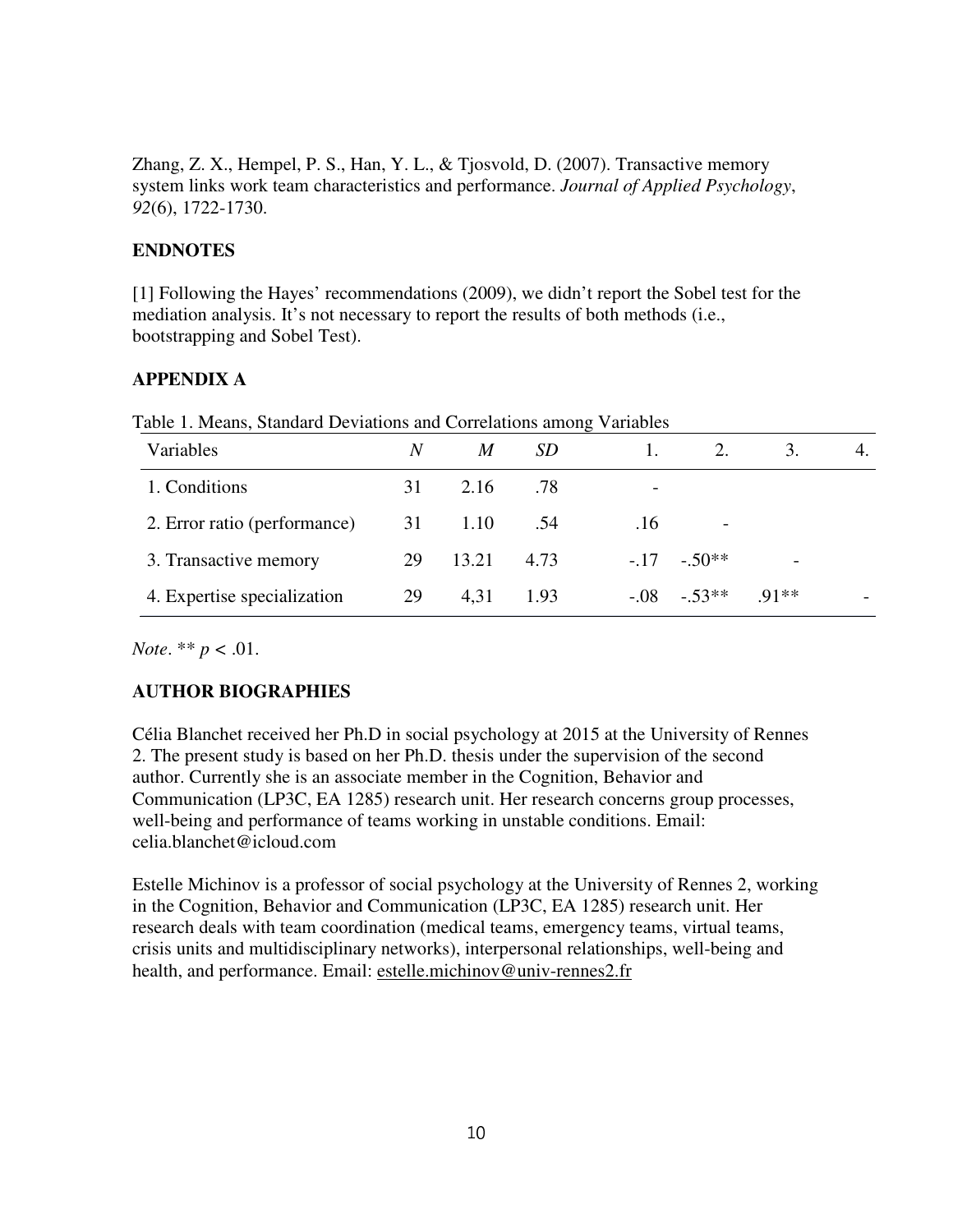Zhang, Z. X., Hempel, P. S., Han, Y. L., & Tjosvold, D. (2007). Transactive memory system links work team characteristics and performance. *Journal of Applied Psychology*, *92*(6), 1722-1730.

## ENDNOTES

[1] Following the Hayes' recommendations (2009), we didn't report the Sobel test for the mediation analysis. It's not necessary to report the results of both methods (i.e., bootstrapping and Sobel Test).

## APPENDIX A

Table 1. Means, Standard Deviations and Correlations among Variables

| Variables | *N* | *M* | *SD* | 1. | 2. | 3. | 4. |
|---|---|---|---|---|---|---|---|
| 1. Conditions | 31 | 2.16 | .78 | - | | | |
| 2. Error ratio (performance) | 31 | 1.10 | .54 | .16 | - | | |
| 3. Transactive memory | 29 | 13.21 | 4.73 | -.17 | -.50** | - | |
| 4. Expertise specialization | 29 | 4,31 | 1.93 | -.08 | -.53** | .91** | - |

*Note*. ** $p < .01$.

## AUTHOR BIOGRAPHIES

Célia Blanchet received her Ph.D in social psychology at 2015 at the University of Rennes 2. The present study is based on her Ph.D. thesis under the supervision of the second author. Currently she is an associate member in the Cognition, Behavior and Communication (LP3C, EA 1285) research unit. Her research concerns group processes, well-being and performance of teams working in unstable conditions. Email: celia.blanchet@icloud.com

Estelle Michinov is a professor of social psychology at the University of Rennes 2, working in the Cognition, Behavior and Communication (LP3C, EA 1285) research unit. Her research deals with team coordination (medical teams, emergency teams, virtual teams, crisis units and multidisciplinary networks), interpersonal relationships, well-being and health, and performance. Email: estelle.michinov@univ-rennes2.fr